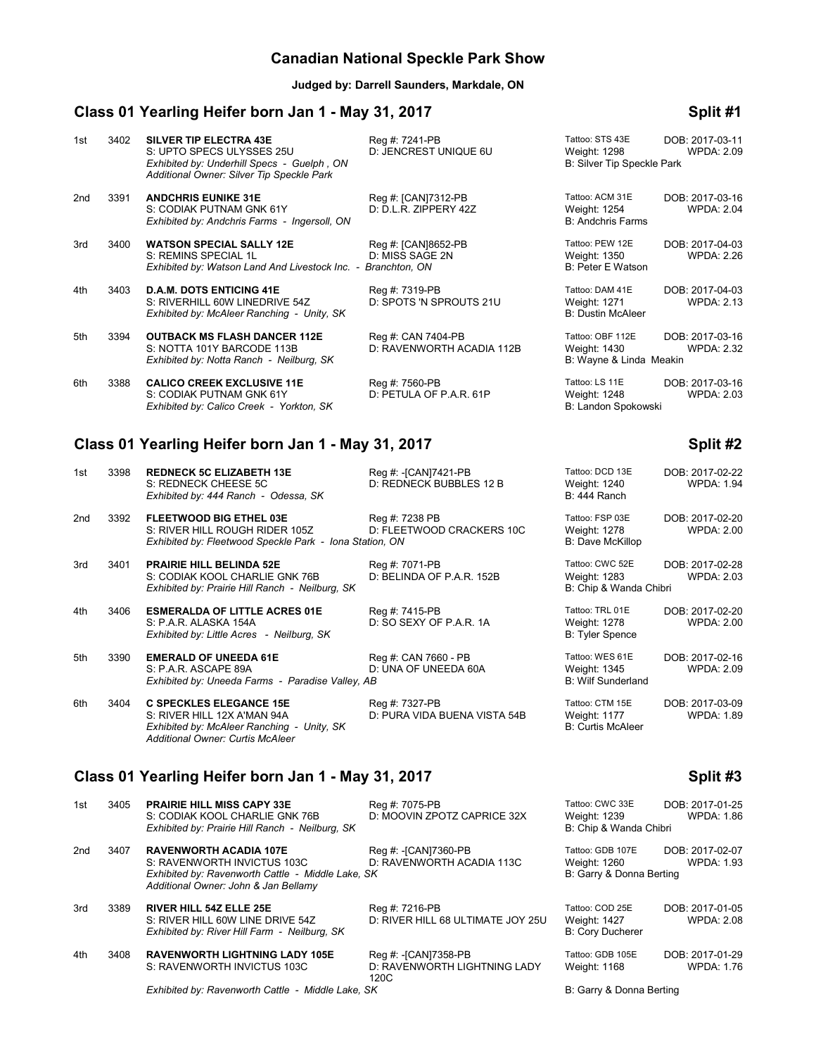# Canadian National Speckle Park Show

**Judged by: Darrell Saunders, Markdale, ON**

## Class 01 Yearling Heifer born Jan 1 - May 31, 2017 — Split #1

| Place | No. | Animal | Reg / Dam | Tattoo / Weight / Breeder | DOB / WPDA |
|---|---|---|---|---|---|
| 1st | 3402 | **SILVER TIP ELECTRA 43E**<br>S: UPTO SPECS ULYSSES 25U<br>*Exhibited by: Underhill Specs - Guelph , ON*<br>*Additional Owner: Silver Tip Speckle Park* | Reg #: 7241-PB<br>D: JENCREST UNIQUE 6U | Tattoo: STS 43E<br>Weight: 1298<br>B: Silver Tip Speckle Park | DOB: 2017-03-11<br>WPDA: 2.09 |
| 2nd | 3391 | **ANDCHRIS EUNIKE 31E**<br>S: CODIAK PUTNAM GNK 61Y<br>*Exhibited by: Andchris Farms - Ingersoll, ON* | Reg #: [CAN]7312-PB<br>D: D.L.R. ZIPPERY 42Z | Tattoo: ACM 31E<br>Weight: 1254<br>B: Andchris Farms | DOB: 2017-03-16<br>WPDA: 2.04 |
| 3rd | 3400 | **WATSON SPECIAL SALLY 12E**<br>S: REMINS SPECIAL 1L<br>*Exhibited by: Watson Land And Livestock Inc. - Branchton, ON* | Reg #: [CAN]8652-PB<br>D: MISS SAGE 2N | Tattoo: PEW 12E<br>Weight: 1350<br>B: Peter E Watson | DOB: 2017-04-03<br>WPDA: 2.26 |
| 4th | 3403 | **D.A.M. DOTS ENTICING 41E**<br>S: RIVERHILL 60W LINEDRIVE 54Z<br>*Exhibited by: McAleer Ranching - Unity, SK* | Reg #: 7319-PB<br>D: SPOTS 'N SPROUTS 21U | Tattoo: DAM 41E<br>Weight: 1271<br>B: Dustin McAleer | DOB: 2017-04-03<br>WPDA: 2.13 |
| 5th | 3394 | **OUTBACK MS FLASH DANCER 112E**<br>S: NOTTA 101Y BARCODE 113B<br>*Exhibited by: Notta Ranch - Neilburg, SK* | Reg #: CAN 7404-PB<br>D: RAVENWORTH ACADIA 112B | Tattoo: OBF 112E<br>Weight: 1430<br>B: Wayne & Linda Meakin | DOB: 2017-03-16<br>WPDA: 2.32 |
| 6th | 3388 | **CALICO CREEK EXCLUSIVE 11E**<br>S: CODIAK PUTNAM GNK 61Y<br>*Exhibited by: Calico Creek - Yorkton, SK* | Reg #: 7560-PB<br>D: PETULA OF P.A.R. 61P | Tattoo: LS 11E<br>Weight: 1248<br>B: Landon Spokowski | DOB: 2017-03-16<br>WPDA: 2.03 |

## Class 01 Yearling Heifer born Jan 1 - May 31, 2017 — Split #2

| Place | No. | Animal | Reg / Dam | Tattoo / Weight / Breeder | DOB / WPDA |
|---|---|---|---|---|---|
| 1st | 3398 | **REDNECK 5C ELIZABETH 13E**<br>S: REDNECK CHEESE 5C<br>*Exhibited by: 444 Ranch - Odessa, SK* | Reg #: -[CAN]7421-PB<br>D: REDNECK BUBBLES 12 B | Tattoo: DCD 13E<br>Weight: 1240<br>B: 444 Ranch | DOB: 2017-02-22<br>WPDA: 1.94 |
| 2nd | 3392 | **FLEETWOOD BIG ETHEL 03E**<br>S: RIVER HILL ROUGH RIDER 105Z<br>*Exhibited by: Fleetwood Speckle Park - Iona Station, ON* | Reg #: 7238 PB<br>D: FLEETWOOD CRACKERS 10C | Tattoo: FSP 03E<br>Weight: 1278<br>B: Dave McKillop | DOB: 2017-02-20<br>WPDA: 2.00 |
| 3rd | 3401 | **PRAIRIE HILL BELINDA 52E**<br>S: CODIAK KOOL CHARLIE GNK 76B<br>*Exhibited by: Prairie Hill Ranch - Neilburg, SK* | Reg #: 7071-PB<br>D: BELINDA OF P.A.R. 152B | Tattoo: CWC 52E<br>Weight: 1283<br>B: Chip & Wanda Chibri | DOB: 2017-02-28<br>WPDA: 2.03 |
| 4th | 3406 | **ESMERALDA OF LITTLE ACRES 01E**<br>S: P.A.R. ALASKA 154A<br>*Exhibited by: Little Acres - Neilburg, SK* | Reg #: 7415-PB<br>D: SO SEXY OF P.A.R. 1A | Tattoo: TRL 01E<br>Weight: 1278<br>B: Tyler Spence | DOB: 2017-02-20<br>WPDA: 2.00 |
| 5th | 3390 | **EMERALD OF UNEEDA 61E**<br>S: P.A.R. ASCAPE 89A<br>*Exhibited by: Uneeda Farms - Paradise Valley, AB* | Reg #: CAN 7660 - PB<br>D: UNA OF UNEEDA 60A | Tattoo: WES 61E<br>Weight: 1345<br>B: Wilf Sunderland | DOB: 2017-02-16<br>WPDA: 2.09 |
| 6th | 3404 | **C SPECKLES ELEGANCE 15E**<br>S: RIVER HILL 12X A'MAN 94A<br>*Exhibited by: McAleer Ranching - Unity, SK*<br>*Additional Owner: Curtis McAleer* | Reg #: 7327-PB<br>D: PURA VIDA BUENA VISTA 54B | Tattoo: CTM 15E<br>Weight: 1177<br>B: Curtis McAleer | DOB: 2017-03-09<br>WPDA: 1.89 |

## Class 01 Yearling Heifer born Jan 1 - May 31, 2017 — Split #3

| Place | No. | Animal | Reg / Dam | Tattoo / Weight / Breeder | DOB / WPDA |
|---|---|---|---|---|---|
| 1st | 3405 | **PRAIRIE HILL MISS CAPY 33E**<br>S: CODIAK KOOL CHARLIE GNK 76B<br>*Exhibited by: Prairie Hill Ranch - Neilburg, SK* | Reg #: 7075-PB<br>D: MOOVIN ZPOTZ CAPRICE 32X | Tattoo: CWC 33E<br>Weight: 1239<br>B: Chip & Wanda Chibri | DOB: 2017-01-25<br>WPDA: 1.86 |
| 2nd | 3407 | **RAVENWORTH ACADIA 107E**<br>S: RAVENWORTH INVICTUS 103C<br>*Exhibited by: Ravenworth Cattle - Middle Lake, SK*<br>*Additional Owner: John & Jan Bellamy* | Reg #: -[CAN]7360-PB<br>D: RAVENWORTH ACADIA 113C | Tattoo: GDB 107E<br>Weight: 1260<br>B: Garry & Donna Berting | DOB: 2017-02-07<br>WPDA: 1.93 |
| 3rd | 3389 | **RIVER HILL 54Z ELLE 25E**<br>S: RIVER HILL 60W LINE DRIVE 54Z<br>*Exhibited by: River Hill Farm - Neilburg, SK* | Reg #: 7216-PB<br>D: RIVER HILL 68 ULTIMATE JOY 25U | Tattoo: COD 25E<br>Weight: 1427<br>B: Cory Ducherer | DOB: 2017-01-05<br>WPDA: 2.08 |
| 4th | 3408 | **RAVENWORTH LIGHTNING LADY 105E**<br>S: RAVENWORTH INVICTUS 103C<br>*Exhibited by: Ravenworth Cattle - Middle Lake, SK* | Reg #: -[CAN]7358-PB<br>D: RAVENWORTH LIGHTNING LADY 120C | Tattoo: GDB 105E<br>Weight: 1168<br>B: Garry & Donna Berting | DOB: 2017-01-29<br>WPDA: 1.76 |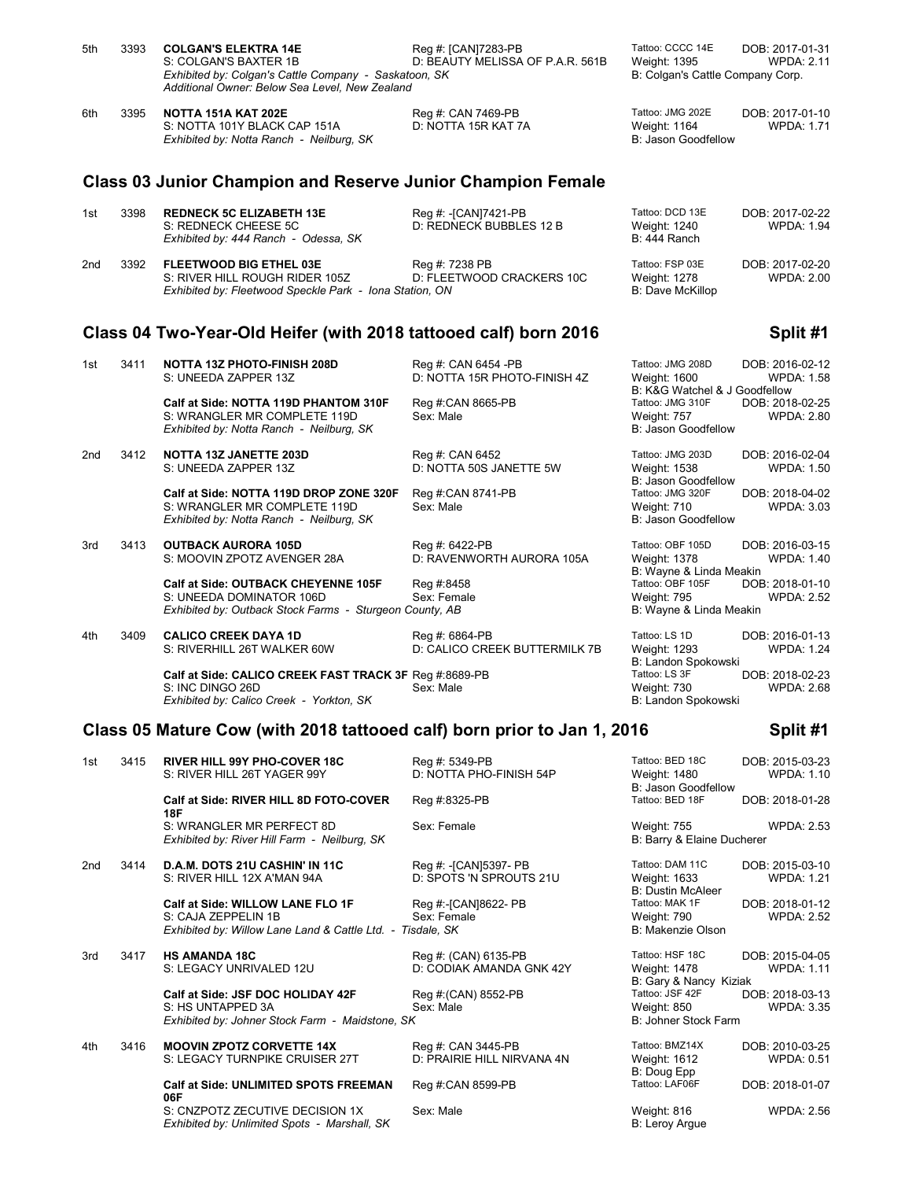5th 3393 **COLGAN'S ELEKTRA 14E** Reg #: [CAN]7283-PB Tattoo: CCCC 14E DOB: 2017-01-31
S: COLGAN'S BAXTER 1B D: BEAUTY MELISSA OF P.A.R. 561B Weight: 1395 WPDA: 2.11
*Exhibited by: Colgan's Cattle Company - Saskatoon, SK* B: Colgan's Cattle Company Corp.
*Additional Owner: Below Sea Level, New Zealand*

6th 3395 **NOTTA 151A KAT 202E** Reg #: CAN 7469-PB Tattoo: JMG 202E DOB: 2017-01-10
S: NOTTA 101Y BLACK CAP 151A D: NOTTA 15R KAT 7A Weight: 1164 WPDA: 1.71
*Exhibited by: Notta Ranch - Neilburg, SK* B: Jason Goodfellow

## Class 03 Junior Champion and Reserve Junior Champion Female

1st 3398 **REDNECK 5C ELIZABETH 13E** Reg #: -[CAN]7421-PB Tattoo: DCD 13E DOB: 2017-02-22
S: REDNECK CHEESE 5C D: REDNECK BUBBLES 12 B Weight: 1240 WPDA: 1.94
*Exhibited by: 444 Ranch - Odessa, SK* B: 444 Ranch

2nd 3392 **FLEETWOOD BIG ETHEL 03E** Reg #: 7238 PB Tattoo: FSP 03E DOB: 2017-02-20
S: RIVER HILL ROUGH RIDER 105Z D: FLEETWOOD CRACKERS 10C Weight: 1278 WPDA: 2.00
*Exhibited by: Fleetwood Speckle Park - Iona Station, ON* B: Dave McKillop

## Class 04 Two-Year-Old Heifer (with 2018 tattooed calf) born 2016 Split #1

1st 3411 **NOTTA 13Z PHOTO-FINISH 208D** Reg #: CAN 6454 -PB Tattoo: JMG 208D DOB: 2016-02-12
S: UNEEDA ZAPPER 13Z D: NOTTA 15R PHOTO-FINISH 4Z Weight: 1600 WPDA: 1.58
B: K&G Watchel & J Goodfellow
**Calf at Side: NOTTA 119D PHANTOM 310F** Reg #:CAN 8665-PB Tattoo: JMG 310F DOB: 2018-02-25
S: WRANGLER MR COMPLETE 119D Sex: Male Weight: 757 WPDA: 2.80
*Exhibited by: Notta Ranch - Neilburg, SK* B: Jason Goodfellow

2nd 3412 **NOTTA 13Z JANETTE 203D** Reg #: CAN 6452 Tattoo: JMG 203D DOB: 2016-02-04
S: UNEEDA ZAPPER 13Z D: NOTTA 50S JANETTE 5W Weight: 1538 WPDA: 1.50
B: Jason Goodfellow
**Calf at Side: NOTTA 119D DROP ZONE 320F** Reg #:CAN 8741-PB Tattoo: JMG 320F DOB: 2018-04-02
S: WRANGLER MR COMPLETE 119D Sex: Male Weight: 710 WPDA: 3.03
*Exhibited by: Notta Ranch - Neilburg, SK* B: Jason Goodfellow

3rd 3413 **OUTBACK AURORA 105D** Reg #: 6422-PB Tattoo: OBF 105D DOB: 2016-03-15
S: MOOVIN ZPOTZ AVENGER 28A D: RAVENWORTH AURORA 105A Weight: 1378 WPDA: 1.40
B: Wayne & Linda Meakin
**Calf at Side: OUTBACK CHEYENNE 105F** Reg #:8458 Tattoo: OBF 105F DOB: 2018-01-10
S: UNEEDA DOMINATOR 106D Sex: Female Weight: 795 WPDA: 2.52
*Exhibited by: Outback Stock Farms - Sturgeon County, AB* B: Wayne & Linda Meakin

4th 3409 **CALICO CREEK DAYA 1D** Reg #: 6864-PB Tattoo: LS 1D DOB: 2016-01-13
S: RIVERHILL 26T WALKER 60W D: CALICO CREEK BUTTERMILK 7B Weight: 1293 WPDA: 1.24
B: Landon Spokowski
**Calf at Side: CALICO CREEK FAST TRACK 3F** Reg #:8689-PB Tattoo: LS 3F DOB: 2018-02-23
S: INC DINGO 26D Sex: Male Weight: 730 WPDA: 2.68
*Exhibited by: Calico Creek - Yorkton, SK* B: Landon Spokowski

## Class 05 Mature Cow (with 2018 tattooed calf) born prior to Jan 1, 2016 Split #1

1st 3415 **RIVER HILL 99Y PHO-COVER 18C** Reg #: 5349-PB Tattoo: BED 18C DOB: 2015-03-23
S: RIVER HILL 26T YAGER 99Y D: NOTTA PHO-FINISH 54P Weight: 1480 WPDA: 1.10
B: Jason Goodfellow
**Calf at Side: RIVER HILL 8D FOTO-COVER 18F** Reg #:8325-PB Tattoo: BED 18F DOB: 2018-01-28
S: WRANGLER MR PERFECT 8D Sex: Female Weight: 755 WPDA: 2.53
*Exhibited by: River Hill Farm - Neilburg, SK* B: Barry & Elaine Ducherer

2nd 3414 **D.A.M. DOTS 21U CASHIN' IN 11C** Reg #: -[CAN]5397- PB Tattoo: DAM 11C DOB: 2015-03-10
S: RIVER HILL 12X A'MAN 94A D: SPOTS 'N SPROUTS 21U Weight: 1633 WPDA: 1.21
B: Dustin McAleer
**Calf at Side: WILLOW LANE FLO 1F** Reg #:-[CAN]8622- PB Tattoo: MAK 1F DOB: 2018-01-12
S: CAJA ZEPPELIN 1B Sex: Female Weight: 790 WPDA: 2.52
*Exhibited by: Willow Lane Land & Cattle Ltd. - Tisdale, SK* B: Makenzie Olson

3rd 3417 **HS AMANDA 18C** Reg #: (CAN) 6135-PB Tattoo: HSF 18C DOB: 2015-04-05
S: LEGACY UNRIVALED 12U D: CODIAK AMANDA GNK 42Y Weight: 1478 WPDA: 1.11
B: Gary & Nancy Kiziak
**Calf at Side: JSF DOC HOLIDAY 42F** Reg #:(CAN) 8552-PB Tattoo: JSF 42F DOB: 2018-03-13
S: HS UNTAPPED 3A Sex: Male Weight: 850 WPDA: 3.35
*Exhibited by: Johner Stock Farm - Maidstone, SK* B: Johner Stock Farm

4th 3416 **MOOVIN ZPOTZ CORVETTE 14X** Reg #: CAN 3445-PB Tattoo: BMZ14X DOB: 2010-03-25
S: LEGACY TURNPIKE CRUISER 27T D: PRAIRIE HILL NIRVANA 4N Weight: 1612 WPDA: 0.51
B: Doug Epp
**Calf at Side: UNLIMITED SPOTS FREEMAN 06F** Reg #:CAN 8599-PB Tattoo: LAF06F DOB: 2018-01-07
S: CNZPOTZ ZECUTIVE DECISION 1X Sex: Male Weight: 816 WPDA: 2.56
*Exhibited by: Unlimited Spots - Marshall, SK* B: Leroy Argue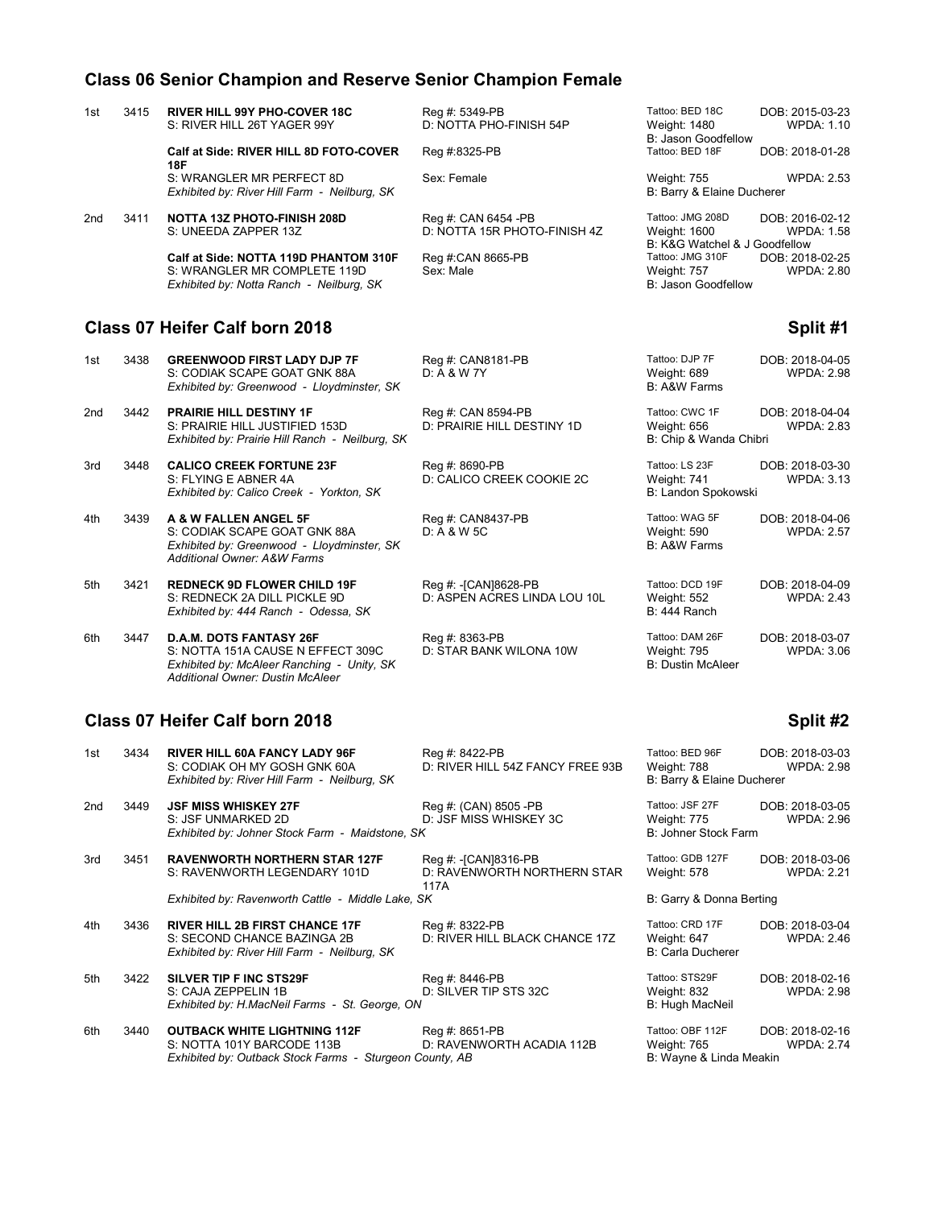## Class 06 Senior Champion and Reserve Senior Champion Female

1st 3415 **RIVER HILL 99Y PHO-COVER 18C** Reg #: 5349-PB Tattoo: BED 18C DOB: 2015-03-23
S: RIVER HILL 26T YAGER 99Y D: NOTTA PHO-FINISH 54P Weight: 1480 WPDA: 1.10
B: Jason Goodfellow

**Calf at Side: RIVER HILL 8D FOTO-COVER 18F** Reg #:8325-PB Tattoo: BED 18F DOB: 2018-01-28
S: WRANGLER MR PERFECT 8D Sex: Female Weight: 755 WPDA: 2.53
*Exhibited by: River Hill Farm - Neilburg, SK* B: Barry & Elaine Ducherer

2nd 3411 **NOTTA 13Z PHOTO-FINISH 208D** Reg #: CAN 6454 -PB Tattoo: JMG 208D DOB: 2016-02-12
S: UNEEDA ZAPPER 13Z D: NOTTA 15R PHOTO-FINISH 4Z Weight: 1600 WPDA: 1.58
B: K&G Watchel & J Goodfellow

**Calf at Side: NOTTA 119D PHANTOM 310F** Reg #:CAN 8665-PB Tattoo: JMG 310F DOB: 2018-02-25
S: WRANGLER MR COMPLETE 119D Sex: Male Weight: 757 WPDA: 2.80
*Exhibited by: Notta Ranch - Neilburg, SK* B: Jason Goodfellow

## Class 07 Heifer Calf born 2018 — Split #1

1st 3438 **GREENWOOD FIRST LADY DJP 7F** Reg #: CAN8181-PB Tattoo: DJP 7F DOB: 2018-04-05
S: CODIAK SCAPE GOAT GNK 88A D: A & W 7Y Weight: 689 WPDA: 2.98
*Exhibited by: Greenwood - Lloydminster, SK* B: A&W Farms

2nd 3442 **PRAIRIE HILL DESTINY 1F** Reg #: CAN 8594-PB Tattoo: CWC 1F DOB: 2018-04-04
S: PRAIRIE HILL JUSTIFIED 153D D: PRAIRIE HILL DESTINY 1D Weight: 656 WPDA: 2.83
*Exhibited by: Prairie Hill Ranch - Neilburg, SK* B: Chip & Wanda Chibri

3rd 3448 **CALICO CREEK FORTUNE 23F** Reg #: 8690-PB Tattoo: LS 23F DOB: 2018-03-30
S: FLYING E ABNER 4A D: CALICO CREEK COOKIE 2C Weight: 741 WPDA: 3.13
*Exhibited by: Calico Creek - Yorkton, SK* B: Landon Spokowski

4th 3439 **A & W FALLEN ANGEL 5F** Reg #: CAN8437-PB Tattoo: WAG 5F DOB: 2018-04-06
S: CODIAK SCAPE GOAT GNK 88A D: A & W 5C Weight: 590 WPDA: 2.57
*Exhibited by: Greenwood - Lloydminster, SK* B: A&W Farms
*Additional Owner: A&W Farms*

5th 3421 **REDNECK 9D FLOWER CHILD 19F** Reg #: -[CAN]8628-PB Tattoo: DCD 19F DOB: 2018-04-09
S: REDNECK 2A DILL PICKLE 9D D: ASPEN ACRES LINDA LOU 10L Weight: 552 WPDA: 2.43
*Exhibited by: 444 Ranch - Odessa, SK* B: 444 Ranch

6th 3447 **D.A.M. DOTS FANTASY 26F** Reg #: 8363-PB Tattoo: DAM 26F DOB: 2018-03-07
S: NOTTA 151A CAUSE N EFFECT 309C D: STAR BANK WILONA 10W Weight: 795 WPDA: 3.06
*Exhibited by: McAleer Ranching - Unity, SK* B: Dustin McAleer
*Additional Owner: Dustin McAleer*

## Class 07 Heifer Calf born 2018 — Split #2

1st 3434 **RIVER HILL 60A FANCY LADY 96F** Reg #: 8422-PB Tattoo: BED 96F DOB: 2018-03-03
S: CODIAK OH MY GOSH GNK 60A D: RIVER HILL 54Z FANCY FREE 93B Weight: 788 WPDA: 2.98
*Exhibited by: River Hill Farm - Neilburg, SK* B: Barry & Elaine Ducherer

2nd 3449 **JSF MISS WHISKEY 27F** Reg #: (CAN) 8505 -PB Tattoo: JSF 27F DOB: 2018-03-05
S: JSF UNMARKED 2D D: JSF MISS WHISKEY 3C Weight: 775 WPDA: 2.96
*Exhibited by: Johner Stock Farm - Maidstone, SK* B: Johner Stock Farm

3rd 3451 **RAVENWORTH NORTHERN STAR 127F** Reg #: -[CAN]8316-PB Tattoo: GDB 127F DOB: 2018-03-06
S: RAVENWORTH LEGENDARY 101D D: RAVENWORTH NORTHERN STAR 117A Weight: 578 WPDA: 2.21
*Exhibited by: Ravenworth Cattle - Middle Lake, SK* B: Garry & Donna Berting

4th 3436 **RIVER HILL 2B FIRST CHANCE 17F** Reg #: 8322-PB Tattoo: CRD 17F DOB: 2018-03-04
S: SECOND CHANCE BAZINGA 2B D: RIVER HILL BLACK CHANCE 17Z Weight: 647 WPDA: 2.46
*Exhibited by: River Hill Farm - Neilburg, SK* B: Carla Ducherer

5th 3422 **SILVER TIP F INC STS29F** Reg #: 8446-PB Tattoo: STS29F DOB: 2018-02-16
S: CAJA ZEPPELIN 1B D: SILVER TIP STS 32C Weight: 832 WPDA: 2.98
*Exhibited by: H.MacNeil Farms - St. George, ON* B: Hugh MacNeil

6th 3440 **OUTBACK WHITE LIGHTNING 112F** Reg #: 8651-PB Tattoo: OBF 112F DOB: 2018-02-16
S: NOTTA 101Y BARCODE 113B D: RAVENWORTH ACADIA 112B Weight: 765 WPDA: 2.74
*Exhibited by: Outback Stock Farms - Sturgeon County, AB* B: Wayne & Linda Meakin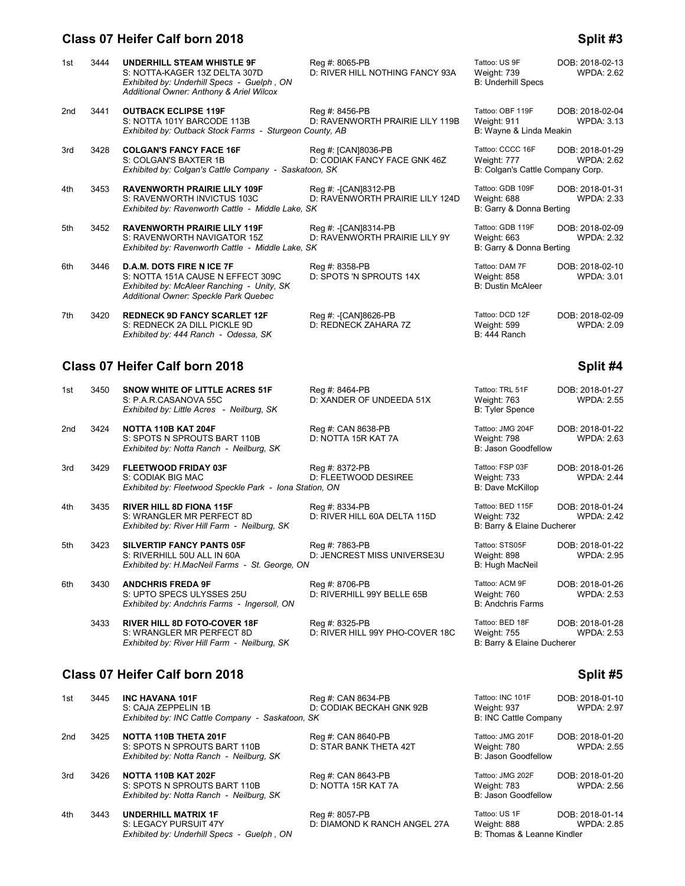## Class 07 Heifer Calf born 2018 — Split #3

1st 3444 **UNDERHILL STEAM WHISTLE 9F** Reg #: 8065-PB Tattoo: US 9F DOB: 2018-02-13
S: NOTTA-KAGER 13Z DELTA 307D D: RIVER HILL NOTHING FANCY 93A Weight: 739 WPDA: 2.62
*Exhibited by: Underhill Specs - Guelph , ON* B: Underhill Specs
*Additional Owner: Anthony & Ariel Wilcox*

2nd 3441 **OUTBACK ECLIPSE 119F** Reg #: 8456-PB Tattoo: OBF 119F DOB: 2018-02-04
S: NOTTA 101Y BARCODE 113B D: RAVENWORTH PRAIRIE LILY 119B Weight: 911 WPDA: 3.13
*Exhibited by: Outback Stock Farms - Sturgeon County, AB* B: Wayne & Linda Meakin

3rd 3428 **COLGAN'S FANCY FACE 16F** Reg #: [CAN]8036-PB Tattoo: CCCC 16F DOB: 2018-01-29
S: COLGAN'S BAXTER 1B D: CODIAK FANCY FACE GNK 46Z Weight: 777 WPDA: 2.62
*Exhibited by: Colgan's Cattle Company - Saskatoon, SK* B: Colgan's Cattle Company Corp.

4th 3453 **RAVENWORTH PRAIRIE LILY 109F** Reg #: -[CAN]8312-PB Tattoo: GDB 109F DOB: 2018-01-31
S: RAVENWORTH INVICTUS 103C D: RAVENWORTH PRAIRIE LILY 124D Weight: 688 WPDA: 2.33
*Exhibited by: Ravenworth Cattle - Middle Lake, SK* B: Garry & Donna Berting

5th 3452 **RAVENWORTH PRAIRIE LILY 119F** Reg #: -[CAN]8314-PB Tattoo: GDB 119F DOB: 2018-02-09
S: RAVENWORTH NAVIGATOR 15Z D: RAVENWORTH PRAIRIE LILY 9Y Weight: 663 WPDA: 2.32
*Exhibited by: Ravenworth Cattle - Middle Lake, SK* B: Garry & Donna Berting

6th 3446 **D.A.M. DOTS FIRE N ICE 7F** Reg #: 8358-PB Tattoo: DAM 7F DOB: 2018-02-10
S: NOTTA 151A CAUSE N EFFECT 309C D: SPOTS 'N SPROUTS 14X Weight: 858 WPDA: 3.01
*Exhibited by: McAleer Ranching - Unity, SK* B: Dustin McAleer
*Additional Owner: Speckle Park Quebec*

7th 3420 **REDNECK 9D FANCY SCARLET 12F** Reg #: -[CAN]8626-PB Tattoo: DCD 12F DOB: 2018-02-09
S: REDNECK 2A DILL PICKLE 9D D: REDNECK ZAHARA 7Z Weight: 599 WPDA: 2.09
*Exhibited by: 444 Ranch - Odessa, SK* B: 444 Ranch

## Class 07 Heifer Calf born 2018 — Split #4

1st 3450 **SNOW WHITE OF LITTLE ACRES 51F** Reg #: 8464-PB Tattoo: TRL 51F DOB: 2018-01-27
S: P.A.R.CASANOVA 55C D: XANDER OF UNDEEDA 51X Weight: 763 WPDA: 2.55
*Exhibited by: Little Acres - Neilburg, SK* B: Tyler Spence

2nd 3424 **NOTTA 110B KAT 204F** Reg #: CAN 8638-PB Tattoo: JMG 204F DOB: 2018-01-22
S: SPOTS N SPROUTS BART 110B D: NOTTA 15R KAT 7A Weight: 798 WPDA: 2.63
*Exhibited by: Notta Ranch - Neilburg, SK* B: Jason Goodfellow

3rd 3429 **FLEETWOOD FRIDAY 03F** Reg #: 8372-PB Tattoo: FSP 03F DOB: 2018-01-26
S: CODIAK BIG MAC D: FLEETWOOD DESIREE Weight: 733 WPDA: 2.44
*Exhibited by: Fleetwood Speckle Park - Iona Station, ON* B: Dave McKillop

4th 3435 **RIVER HILL 8D FIONA 115F** Reg #: 8334-PB Tattoo: BED 115F DOB: 2018-01-24
S: WRANGLER MR PERFECT 8D D: RIVER HILL 60A DELTA 115D Weight: 732 WPDA: 2.42
*Exhibited by: River Hill Farm - Neilburg, SK* B: Barry & Elaine Ducherer

5th 3423 **SILVERTIP FANCY PANTS 05F** Reg #: 7863-PB Tattoo: STS05F DOB: 2018-01-22
S: RIVERHILL 50U ALL IN 60A D: JENCREST MISS UNIVERSE3U Weight: 898 WPDA: 2.95
*Exhibited by: H.MacNeil Farms - St. George, ON* B: Hugh MacNeil

6th 3430 **ANDCHRIS FREDA 9F** Reg #: 8706-PB Tattoo: ACM 9F DOB: 2018-01-26
S: UPTO SPECS ULYSSES 25U D: RIVERHILL 99Y BELLE 65B Weight: 760 WPDA: 2.53
*Exhibited by: Andchris Farms - Ingersoll, ON* B: Andchris Farms

3433 **RIVER HILL 8D FOTO-COVER 18F** Reg #: 8325-PB Tattoo: BED 18F DOB: 2018-01-28
S: WRANGLER MR PERFECT 8D D: RIVER HILL 99Y PHO-COVER 18C Weight: 755 WPDA: 2.53
*Exhibited by: River Hill Farm - Neilburg, SK* B: Barry & Elaine Ducherer

## Class 07 Heifer Calf born 2018 — Split #5

1st 3445 **INC HAVANA 101F** Reg #: CAN 8634-PB Tattoo: INC 101F DOB: 2018-01-10
S: CAJA ZEPPELIN 1B D: CODIAK BECKAH GNK 92B Weight: 937 WPDA: 2.97
*Exhibited by: INC Cattle Company - Saskatoon, SK* B: INC Cattle Company

2nd 3425 **NOTTA 110B THETA 201F** Reg #: CAN 8640-PB Tattoo: JMG 201F DOB: 2018-01-20
S: SPOTS N SPROUTS BART 110B D: STAR BANK THETA 42T Weight: 780 WPDA: 2.55
*Exhibited by: Notta Ranch - Neilburg, SK* B: Jason Goodfellow

3rd 3426 **NOTTA 110B KAT 202F** Reg #: CAN 8643-PB Tattoo: JMG 202F DOB: 2018-01-20
S: SPOTS N SPROUTS BART 110B D: NOTTA 15R KAT 7A Weight: 783 WPDA: 2.56
*Exhibited by: Notta Ranch - Neilburg, SK* B: Jason Goodfellow

4th 3443 **UNDERHILL MATRIX 1F** Reg #: 8057-PB Tattoo: US 1F DOB: 2018-01-14
S: LEGACY PURSUIT 47Y D: DIAMOND K RANCH ANGEL 27A Weight: 888 WPDA: 2.85
*Exhibited by: Underhill Specs - Guelph , ON* B: Thomas & Leanne Kindler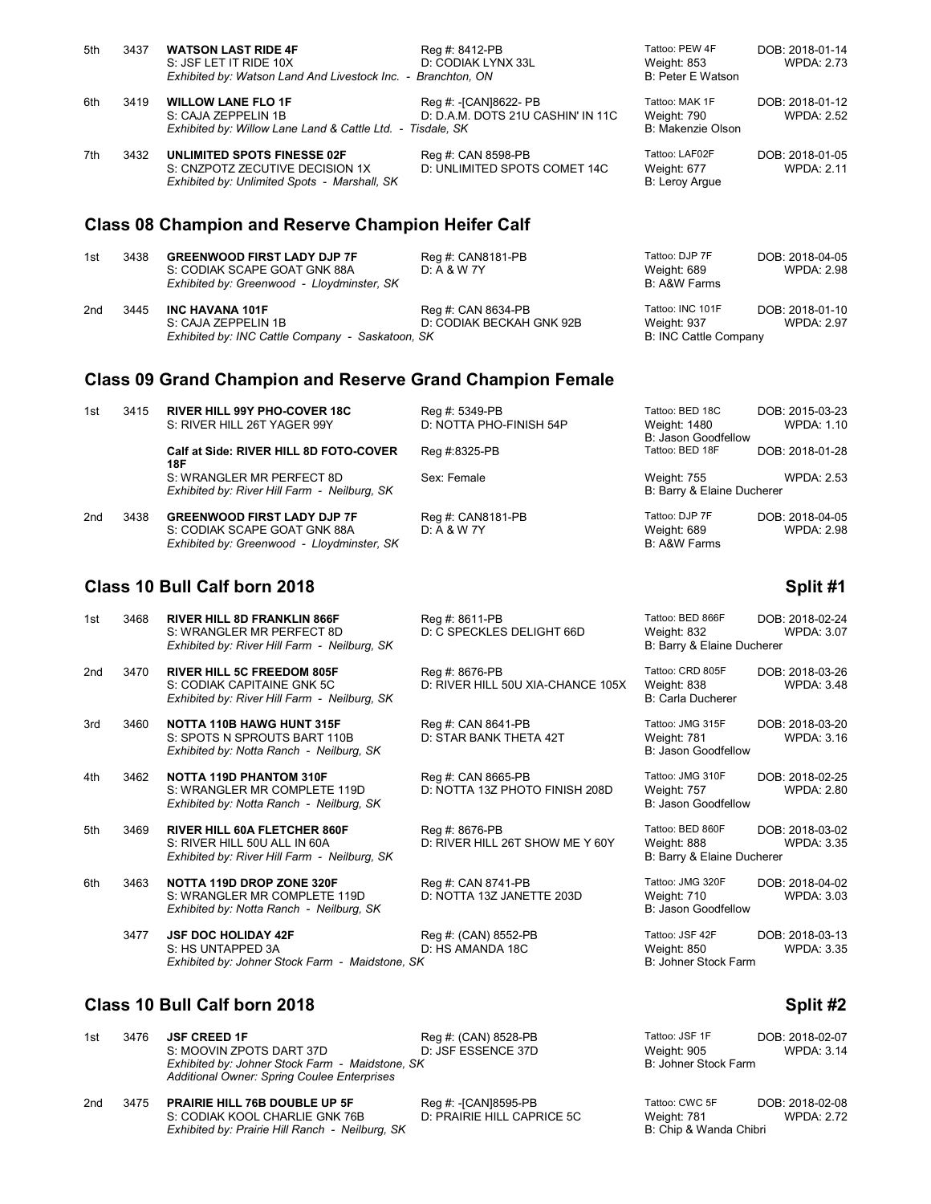| Place | No. | Name | Reg / Dam | Tattoo / Weight / Breeder | DOB / WPDA |
|---|---|---|---|---|---|
| 5th | 3437 | **WATSON LAST RIDE 4F**<br>S: JSF LET IT RIDE 10X<br>*Exhibited by: Watson Land And Livestock Inc. - Branchton, ON* | Reg #: 8412-PB<br>D: CODIAK LYNX 33L | Tattoo: PEW 4F<br>Weight: 853<br>B: Peter E Watson | DOB: 2018-01-14<br>WPDA: 2.73 |
| 6th | 3419 | **WILLOW LANE FLO 1F**<br>S: CAJA ZEPPELIN 1B<br>*Exhibited by: Willow Lane Land & Cattle Ltd. - Tisdale, SK* | Reg #: -[CAN]8622- PB<br>D: D.A.M. DOTS 21U CASHIN' IN 11C | Tattoo: MAK 1F<br>Weight: 790<br>B: Makenzie Olson | DOB: 2018-01-12<br>WPDA: 2.52 |
| 7th | 3432 | **UNLIMITED SPOTS FINESSE 02F**<br>S: CNZPOTZ ZECUTIVE DECISION 1X<br>*Exhibited by: Unlimited Spots - Marshall, SK* | Reg #: CAN 8598-PB<br>D: UNLIMITED SPOTS COMET 14C | Tattoo: LAF02F<br>Weight: 677<br>B: Leroy Argue | DOB: 2018-01-05<br>WPDA: 2.11 |

## Class 08 Champion and Reserve Champion Heifer Calf

| Place | No. | Name | Reg / Dam | Tattoo / Weight / Breeder | DOB / WPDA |
|---|---|---|---|---|---|
| 1st | 3438 | **GREENWOOD FIRST LADY DJP 7F**<br>S: CODIAK SCAPE GOAT GNK 88A<br>*Exhibited by: Greenwood - Lloydminster, SK* | Reg #: CAN8181-PB<br>D: A & W 7Y | Tattoo: DJP 7F<br>Weight: 689<br>B: A&W Farms | DOB: 2018-04-05<br>WPDA: 2.98 |
| 2nd | 3445 | **INC HAVANA 101F**<br>S: CAJA ZEPPELIN 1B<br>*Exhibited by: INC Cattle Company - Saskatoon, SK* | Reg #: CAN 8634-PB<br>D: CODIAK BECKAH GNK 92B | Tattoo: INC 101F<br>Weight: 937<br>B: INC Cattle Company | DOB: 2018-01-10<br>WPDA: 2.97 |

## Class 09 Grand Champion and Reserve Grand Champion Female

| Place | No. | Name | Reg / Dam | Tattoo / Weight / Breeder | DOB / WPDA |
|---|---|---|---|---|---|
| 1st | 3415 | **RIVER HILL 99Y PHO-COVER 18C**<br>S: RIVER HILL 26T YAGER 99Y | Reg #: 5349-PB<br>D: NOTTA PHO-FINISH 54P | Tattoo: BED 18C<br>Weight: 1480<br>B: Jason Goodfellow | DOB: 2015-03-23<br>WPDA: 1.10 |
| | | **Calf at Side: RIVER HILL 8D FOTO-COVER 18F**<br>S: WRANGLER MR PERFECT 8D<br>*Exhibited by: River Hill Farm - Neilburg, SK* | Reg #:8325-PB<br>Sex: Female | Tattoo: BED 18F<br>Weight: 755<br>B: Barry & Elaine Ducherer | DOB: 2018-01-28<br>WPDA: 2.53 |
| 2nd | 3438 | **GREENWOOD FIRST LADY DJP 7F**<br>S: CODIAK SCAPE GOAT GNK 88A<br>*Exhibited by: Greenwood - Lloydminster, SK* | Reg #: CAN8181-PB<br>D: A & W 7Y | Tattoo: DJP 7F<br>Weight: 689<br>B: A&W Farms | DOB: 2018-04-05<br>WPDA: 2.98 |

## Class 10 Bull Calf born 2018 — Split #1

| Place | No. | Name | Reg / Dam | Tattoo / Weight / Breeder | DOB / WPDA |
|---|---|---|---|---|---|
| 1st | 3468 | **RIVER HILL 8D FRANKLIN 866F**<br>S: WRANGLER MR PERFECT 8D<br>*Exhibited by: River Hill Farm - Neilburg, SK* | Reg #: 8611-PB<br>D: C SPECKLES DELIGHT 66D | Tattoo: BED 866F<br>Weight: 832<br>B: Barry & Elaine Ducherer | DOB: 2018-02-24<br>WPDA: 3.07 |
| 2nd | 3470 | **RIVER HILL 5C FREEDOM 805F**<br>S: CODIAK CAPITAINE GNK 5C<br>*Exhibited by: River Hill Farm - Neilburg, SK* | Reg #: 8676-PB<br>D: RIVER HILL 50U XIA-CHANCE 105X | Tattoo: CRD 805F<br>Weight: 838<br>B: Carla Ducherer | DOB: 2018-03-26<br>WPDA: 3.48 |
| 3rd | 3460 | **NOTTA 110B HAWG HUNT 315F**<br>S: SPOTS N SPROUTS BART 110B<br>*Exhibited by: Notta Ranch - Neilburg, SK* | Reg #: CAN 8641-PB<br>D: STAR BANK THETA 42T | Tattoo: JMG 315F<br>Weight: 781<br>B: Jason Goodfellow | DOB: 2018-03-20<br>WPDA: 3.16 |
| 4th | 3462 | **NOTTA 119D PHANTOM 310F**<br>S: WRANGLER MR COMPLETE 119D<br>*Exhibited by: Notta Ranch - Neilburg, SK* | Reg #: CAN 8665-PB<br>D: NOTTA 13Z PHOTO FINISH 208D | Tattoo: JMG 310F<br>Weight: 757<br>B: Jason Goodfellow | DOB: 2018-02-25<br>WPDA: 2.80 |
| 5th | 3469 | **RIVER HILL 60A FLETCHER 860F**<br>S: RIVER HILL 50U ALL IN 60A<br>*Exhibited by: River Hill Farm - Neilburg, SK* | Reg #: 8676-PB<br>D: RIVER HILL 26T SHOW ME Y 60Y | Tattoo: BED 860F<br>Weight: 888<br>B: Barry & Elaine Ducherer | DOB: 2018-03-02<br>WPDA: 3.35 |
| 6th | 3463 | **NOTTA 119D DROP ZONE 320F**<br>S: WRANGLER MR COMPLETE 119D<br>*Exhibited by: Notta Ranch - Neilburg, SK* | Reg #: CAN 8741-PB<br>D: NOTTA 13Z JANETTE 203D | Tattoo: JMG 320F<br>Weight: 710<br>B: Jason Goodfellow | DOB: 2018-04-02<br>WPDA: 3.03 |
| | 3477 | **JSF DOC HOLIDAY 42F**<br>S: HS UNTAPPED 3A<br>*Exhibited by: Johner Stock Farm - Maidstone, SK* | Reg #: (CAN) 8552-PB<br>D: HS AMANDA 18C | Tattoo: JSF 42F<br>Weight: 850<br>B: Johner Stock Farm | DOB: 2018-03-13<br>WPDA: 3.35 |

## Class 10 Bull Calf born 2018 — Split #2

| Place | No. | Name | Reg / Dam | Tattoo / Weight / Breeder | DOB / WPDA |
|---|---|---|---|---|---|
| 1st | 3476 | **JSF CREED 1F**<br>S: MOOVIN ZPOTS DART 37D<br>*Exhibited by: Johner Stock Farm - Maidstone, SK*<br>*Additional Owner: Spring Coulee Enterprises* | Reg #: (CAN) 8528-PB<br>D: JSF ESSENCE 37D | Tattoo: JSF 1F<br>Weight: 905<br>B: Johner Stock Farm | DOB: 2018-02-07<br>WPDA: 3.14 |
| 2nd | 3475 | **PRAIRIE HILL 76B DOUBLE UP 5F**<br>S: CODIAK KOOL CHARLIE GNK 76B<br>*Exhibited by: Prairie Hill Ranch - Neilburg, SK* | Reg #: -[CAN]8595-PB<br>D: PRAIRIE HILL CAPRICE 5C | Tattoo: CWC 5F<br>Weight: 781<br>B: Chip & Wanda Chibri | DOB: 2018-02-08<br>WPDA: 2.72 |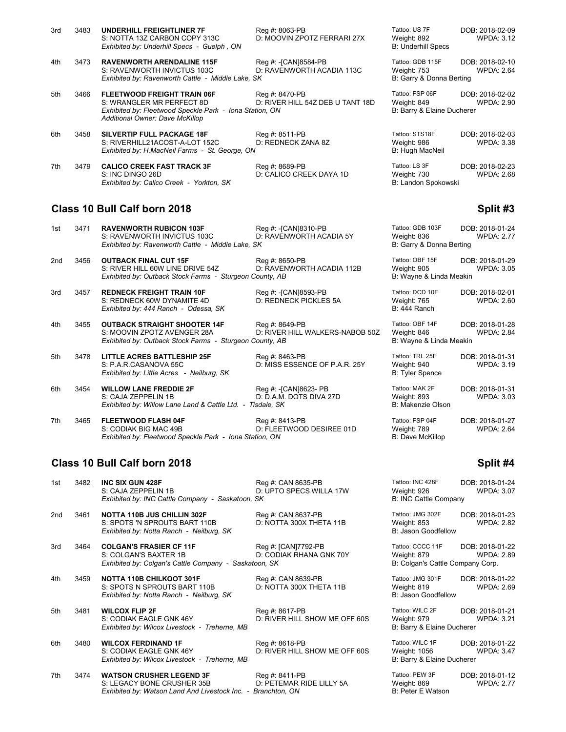| Place | No. | Name | Reg # / Dam | Tattoo / Weight / Breeder | DOB / WPDA |
|---|---|---|---|---|---|
| 3rd | 3483 | **UNDERHILL FREIGHTLINER 7F**<br>S: NOTTA 13Z CARBON COPY 313C<br>*Exhibited by: Underhill Specs - Guelph , ON* | Reg #: 8063-PB<br>D: MOOVIN ZPOTZ FERRARI 27X | Tattoo: US 7F<br>Weight: 892<br>B: Underhill Specs | DOB: 2018-02-09<br>WPDA: 3.12 |
| 4th | 3473 | **RAVENWORTH ARENDALINE 115F**<br>S: RAVENWORTH INVICTUS 103C<br>*Exhibited by: Ravenworth Cattle - Middle Lake, SK* | Reg #: -[CAN]8584-PB<br>D: RAVENWORTH ACADIA 113C | Tattoo: GDB 115F<br>Weight: 753<br>B: Garry & Donna Berting | DOB: 2018-02-10<br>WPDA: 2.64 |
| 5th | 3466 | **FLEETWOOD FREIGHT TRAIN 06F**<br>S: WRANGLER MR PERFECT 8D<br>*Exhibited by: Fleetwood Speckle Park - Iona Station, ON*<br>*Additional Owner: Dave McKillop* | Reg #: 8470-PB<br>D: RIVER HILL 54Z DEB U TANT 18D | Tattoo: FSP 06F<br>Weight: 849<br>B: Barry & Elaine Ducherer | DOB: 2018-02-02<br>WPDA: 2.90 |
| 6th | 3458 | **SILVERTIP FULL PACKAGE 18F**<br>S: RIVERHILL21ACOST-A-LOT 152C<br>*Exhibited by: H.MacNeil Farms - St. George, ON* | Reg #: 8511-PB<br>D: REDNECK ZANA 8Z | Tattoo: STS18F<br>Weight: 986<br>B: Hugh MacNeil | DOB: 2018-02-03<br>WPDA: 3.38 |
| 7th | 3479 | **CALICO CREEK FAST TRACK 3F**<br>S: INC DINGO 26D<br>*Exhibited by: Calico Creek - Yorkton, SK* | Reg #: 8689-PB<br>D: CALICO CREEK DAYA 1D | Tattoo: LS 3F<br>Weight: 730<br>B: Landon Spokowski | DOB: 2018-02-23<br>WPDA: 2.68 |

## Class 10 Bull Calf born 2018 — Split #3

| Place | No. | Name | Reg # / Dam | Tattoo / Weight / Breeder | DOB / WPDA |
|---|---|---|---|---|---|
| 1st | 3471 | **RAVENWORTH RUBICON 103F**<br>S: RAVENWORTH INVICTUS 103C<br>*Exhibited by: Ravenworth Cattle - Middle Lake, SK* | Reg #: -[CAN]8310-PB<br>D: RAVENWORTH ACADIA 5Y | Tattoo: GDB 103F<br>Weight: 836<br>B: Garry & Donna Berting | DOB: 2018-01-24<br>WPDA: 2.77 |
| 2nd | 3456 | **OUTBACK FINAL CUT 15F**<br>S: RIVER HILL 60W LINE DRIVE 54Z<br>*Exhibited by: Outback Stock Farms - Sturgeon County, AB* | Reg #: 8650-PB<br>D: RAVENWORTH ACADIA 112B | Tattoo: OBF 15F<br>Weight: 905<br>B: Wayne & Linda Meakin | DOB: 2018-01-29<br>WPDA: 3.05 |
| 3rd | 3457 | **REDNECK FREIGHT TRAIN 10F**<br>S: REDNECK 60W DYNAMITE 4D<br>*Exhibited by: 444 Ranch - Odessa, SK* | Reg #: -[CAN]8593-PB<br>D: REDNECK PICKLES 5A | Tattoo: DCD 10F<br>Weight: 765<br>B: 444 Ranch | DOB: 2018-02-01<br>WPDA: 2.60 |
| 4th | 3455 | **OUTBACK STRAIGHT SHOOTER 14F**<br>S: MOOVIN ZPOTZ AVENGER 28A<br>*Exhibited by: Outback Stock Farms - Sturgeon County, AB* | Reg #: 8649-PB<br>D: RIVER HILL WALKERS-NABOB 50Z | Tattoo: OBF 14F<br>Weight: 846<br>B: Wayne & Linda Meakin | DOB: 2018-01-28<br>WPDA: 2.84 |
| 5th | 3478 | **LITTLE ACRES BATTLESHIP 25F**<br>S: P.A.R.CASANOVA 55C<br>*Exhibited by: Little Acres - Neilburg, SK* | Reg #: 8463-PB<br>D: MISS ESSENCE OF P.A.R. 25Y | Tattoo: TRL 25F<br>Weight: 940<br>B: Tyler Spence | DOB: 2018-01-31<br>WPDA: 3.19 |
| 6th | 3454 | **WILLOW LANE FREDDIE 2F**<br>S: CAJA ZEPPELIN 1B<br>*Exhibited by: Willow Lane Land & Cattle Ltd. - Tisdale, SK* | Reg #: -[CAN]8623- PB<br>D: D.A.M. DOTS DIVA 27D | Tattoo: MAK 2F<br>Weight: 893<br>B: Makenzie Olson | DOB: 2018-01-31<br>WPDA: 3.03 |
| 7th | 3465 | **FLEETWOOD FLASH 04F**<br>S: CODIAK BIG MAC 49B<br>*Exhibited by: Fleetwood Speckle Park - Iona Station, ON* | Reg #: 8413-PB<br>D: FLEETWOOD DESIREE 01D | Tattoo: FSP 04F<br>Weight: 789<br>B: Dave McKillop | DOB: 2018-01-27<br>WPDA: 2.64 |

## Class 10 Bull Calf born 2018 — Split #4

| Place | No. | Name | Reg # / Dam | Tattoo / Weight / Breeder | DOB / WPDA |
|---|---|---|---|---|---|
| 1st | 3482 | **INC SIX GUN 428F**<br>S: CAJA ZEPPELIN 1B<br>*Exhibited by: INC Cattle Company - Saskatoon, SK* | Reg #: CAN 8635-PB<br>D: UPTO SPECS WILLA 17W | Tattoo: INC 428F<br>Weight: 926<br>B: INC Cattle Company | DOB: 2018-01-24<br>WPDA: 3.07 |
| 2nd | 3461 | **NOTTA 110B JUS CHILLIN 302F**<br>S: SPOTS 'N SPROUTS BART 110B<br>*Exhibited by: Notta Ranch - Neilburg, SK* | Reg #: CAN 8637-PB<br>D: NOTTA 300X THETA 11B | Tattoo: JMG 302F<br>Weight: 853<br>B: Jason Goodfellow | DOB: 2018-01-23<br>WPDA: 2.82 |
| 3rd | 3464 | **COLGAN'S FRASIER CF 11F**<br>S: COLGAN'S BAXTER 1B<br>*Exhibited by: Colgan's Cattle Company - Saskatoon, SK* | Reg #: [CAN]7792-PB<br>D: CODIAK RHANA GNK 70Y | Tattoo: CCCC 11F<br>Weight: 879<br>B: Colgan's Cattle Company Corp. | DOB: 2018-01-22<br>WPDA: 2.89 |
| 4th | 3459 | **NOTTA 110B CHILKOOT 301F**<br>S: SPOTS N SPROUTS BART 110B<br>*Exhibited by: Notta Ranch - Neilburg, SK* | Reg #: CAN 8639-PB<br>D: NOTTA 300X THETA 11B | Tattoo: JMG 301F<br>Weight: 819<br>B: Jason Goodfellow | DOB: 2018-01-22<br>WPDA: 2.69 |
| 5th | 3481 | **WILCOX FLIP 2F**<br>S: CODIAK EAGLE GNK 46Y<br>*Exhibited by: Wilcox Livestock - Treherne, MB* | Reg #: 8617-PB<br>D: RIVER HILL SHOW ME OFF 60S | Tattoo: WILC 2F<br>Weight: 979<br>B: Barry & Elaine Ducherer | DOB: 2018-01-21<br>WPDA: 3.21 |
| 6th | 3480 | **WILCOX FERDINAND 1F**<br>S: CODIAK EAGLE GNK 46Y<br>*Exhibited by: Wilcox Livestock - Treherne, MB* | Reg #: 8618-PB<br>D: RIVER HILL SHOW ME OFF 60S | Tattoo: WILC 1F<br>Weight: 1056<br>B: Barry & Elaine Ducherer | DOB: 2018-01-22<br>WPDA: 3.47 |
| 7th | 3474 | **WATSON CRUSHER LEGEND 3F**<br>S: LEGACY BONE CRUSHER 35B<br>*Exhibited by: Watson Land And Livestock Inc. - Branchton, ON* | Reg #: 8411-PB<br>D: PETEMAR RIDE LILLY 5A | Tattoo: PEW 3F<br>Weight: 869<br>B: Peter E Watson | DOB: 2018-01-12<br>WPDA: 2.77 |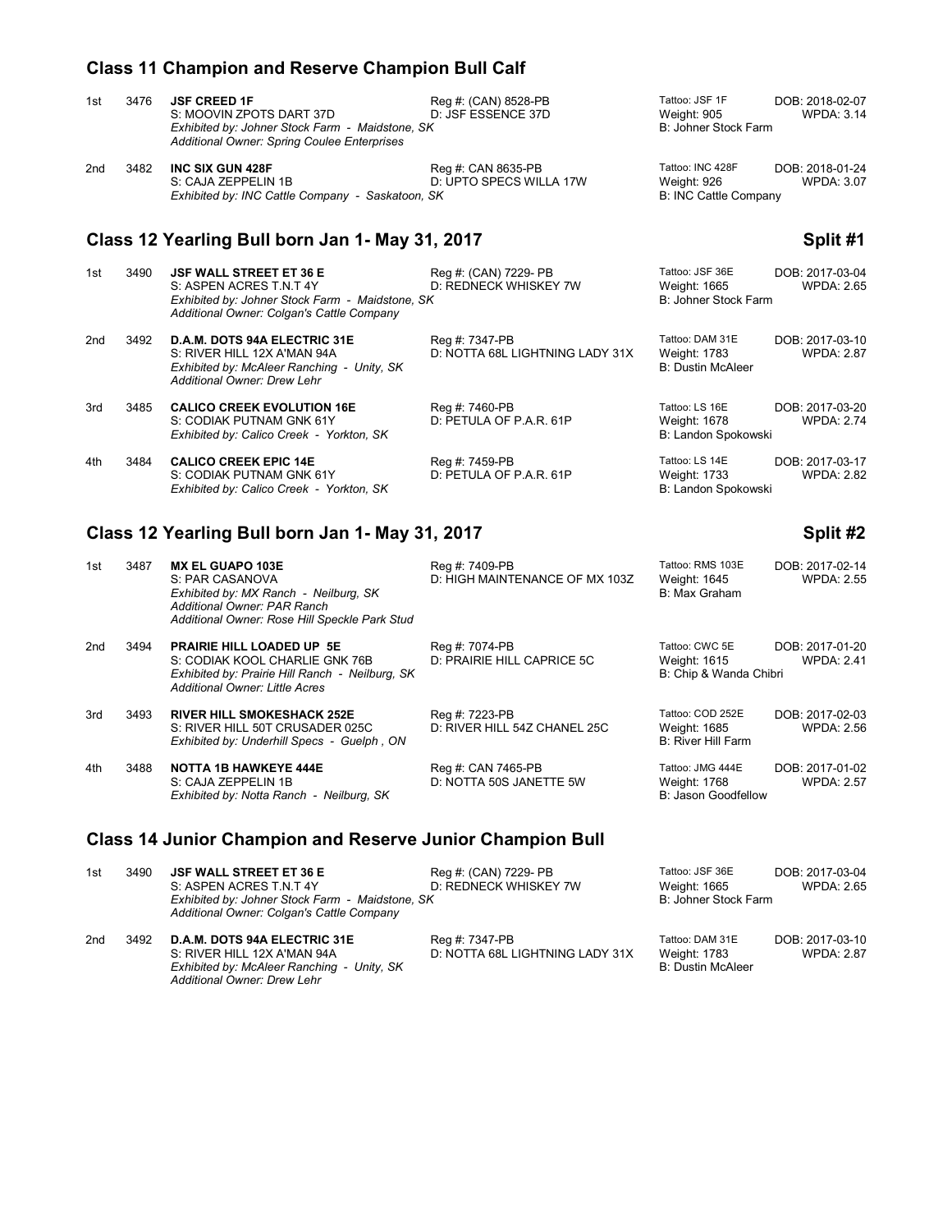## Class 11 Champion and Reserve Champion Bull Calf

1st 3476 **JSF CREED 1F** Reg #: (CAN) 8528-PB Tattoo: JSF 1F DOB: 2018-02-07
S: MOOVIN ZPOTS DART 37D D: JSF ESSENCE 37D Weight: 905 WPDA: 3.14
*Exhibited by: Johner Stock Farm - Maidstone, SK* B: Johner Stock Farm
*Additional Owner: Spring Coulee Enterprises*

2nd 3482 **INC SIX GUN 428F** Reg #: CAN 8635-PB Tattoo: INC 428F DOB: 2018-01-24
S: CAJA ZEPPELIN 1B D: UPTO SPECS WILLA 17W Weight: 926 WPDA: 3.07
*Exhibited by: INC Cattle Company - Saskatoon, SK* B: INC Cattle Company

## Class 12 Yearling Bull born Jan 1- May 31, 2017 — Split #1

1st 3490 **JSF WALL STREET ET 36 E** Reg #: (CAN) 7229- PB Tattoo: JSF 36E DOB: 2017-03-04
S: ASPEN ACRES T.N.T 4Y D: REDNECK WHISKEY 7W Weight: 1665 WPDA: 2.65
*Exhibited by: Johner Stock Farm - Maidstone, SK* B: Johner Stock Farm
*Additional Owner: Colgan's Cattle Company*

2nd 3492 **D.A.M. DOTS 94A ELECTRIC 31E** Reg #: 7347-PB Tattoo: DAM 31E DOB: 2017-03-10
S: RIVER HILL 12X A'MAN 94A D: NOTTA 68L LIGHTNING LADY 31X Weight: 1783 WPDA: 2.87
*Exhibited by: McAleer Ranching - Unity, SK* B: Dustin McAleer
*Additional Owner: Drew Lehr*

3rd 3485 **CALICO CREEK EVOLUTION 16E** Reg #: 7460-PB Tattoo: LS 16E DOB: 2017-03-20
S: CODIAK PUTNAM GNK 61Y D: PETULA OF P.A.R. 61P Weight: 1678 WPDA: 2.74
*Exhibited by: Calico Creek - Yorkton, SK* B: Landon Spokowski

4th 3484 **CALICO CREEK EPIC 14E** Reg #: 7459-PB Tattoo: LS 14E DOB: 2017-03-17
S: CODIAK PUTNAM GNK 61Y D: PETULA OF P.A.R. 61P Weight: 1733 WPDA: 2.82
*Exhibited by: Calico Creek - Yorkton, SK* B: Landon Spokowski

## Class 12 Yearling Bull born Jan 1- May 31, 2017 — Split #2

1st 3487 **MX EL GUAPO 103E** Reg #: 7409-PB Tattoo: RMS 103E DOB: 2017-02-14
S: PAR CASANOVA D: HIGH MAINTENANCE OF MX 103Z Weight: 1645 WPDA: 2.55
*Exhibited by: MX Ranch - Neilburg, SK* B: Max Graham
*Additional Owner: PAR Ranch*
*Additional Owner: Rose Hill Speckle Park Stud*

2nd 3494 **PRAIRIE HILL LOADED UP 5E** Reg #: 7074-PB Tattoo: CWC 5E DOB: 2017-01-20
S: CODIAK KOOL CHARLIE GNK 76B D: PRAIRIE HILL CAPRICE 5C Weight: 1615 WPDA: 2.41
*Exhibited by: Prairie Hill Ranch - Neilburg, SK* B: Chip & Wanda Chibri
*Additional Owner: Little Acres*

3rd 3493 **RIVER HILL SMOKESHACK 252E** Reg #: 7223-PB Tattoo: COD 252E DOB: 2017-02-03
S: RIVER HILL 50T CRUSADER 025C D: RIVER HILL 54Z CHANEL 25C Weight: 1685 WPDA: 2.56
*Exhibited by: Underhill Specs - Guelph , ON* B: River Hill Farm

4th 3488 **NOTTA 1B HAWKEYE 444E** Reg #: CAN 7465-PB Tattoo: JMG 444E DOB: 2017-01-02
S: CAJA ZEPPELIN 1B D: NOTTA 50S JANETTE 5W Weight: 1768 WPDA: 2.57
*Exhibited by: Notta Ranch - Neilburg, SK* B: Jason Goodfellow

## Class 14 Junior Champion and Reserve Junior Champion Bull

1st 3490 **JSF WALL STREET ET 36 E** Reg #: (CAN) 7229- PB Tattoo: JSF 36E DOB: 2017-03-04
S: ASPEN ACRES T.N.T 4Y D: REDNECK WHISKEY 7W Weight: 1665 WPDA: 2.65
*Exhibited by: Johner Stock Farm - Maidstone, SK* B: Johner Stock Farm
*Additional Owner: Colgan's Cattle Company*

2nd 3492 **D.A.M. DOTS 94A ELECTRIC 31E** Reg #: 7347-PB Tattoo: DAM 31E DOB: 2017-03-10
S: RIVER HILL 12X A'MAN 94A D: NOTTA 68L LIGHTNING LADY 31X Weight: 1783 WPDA: 2.87
*Exhibited by: McAleer Ranching - Unity, SK* B: Dustin McAleer
*Additional Owner: Drew Lehr*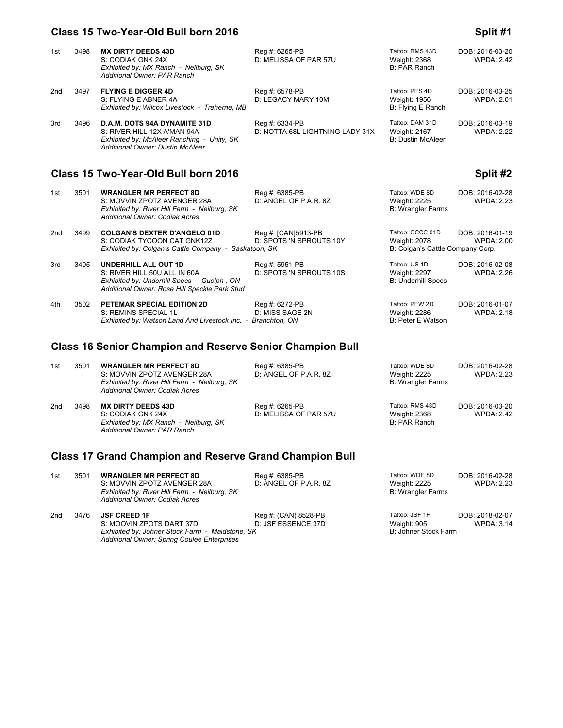## Class 15 Two-Year-Old Bull born 2016 — Split #1

| Place | No. | Name / Sire / Exhibitor | Reg # / Dam | Tattoo / Weight / Breeder | DOB / WPDA |
|---|---|---|---|---|---|
| 1st | 3498 | **MX DIRTY DEEDS 43D**<br>S: CODIAK GNK 24X<br>*Exhibited by: MX Ranch - Neilburg, SK*<br>*Additional Owner: PAR Ranch* | Reg #: 6265-PB<br>D: MELISSA OF PAR 57U | Tattoo: RMS 43D<br>Weight: 2368<br>B: PAR Ranch | DOB: 2016-03-20<br>WPDA: 2.42 |
| 2nd | 3497 | **FLYING E DIGGER 4D**<br>S: FLYING E ABNER 4A<br>*Exhibited by: Wilcox Livestock - Treherne, MB* | Reg #: 6578-PB<br>D: LEGACY MARY 10M | Tattoo: PES 4D<br>Weight: 1956<br>B: Flying E Ranch | DOB: 2016-03-25<br>WPDA: 2.01 |
| 3rd | 3496 | **D.A.M. DOTS 94A DYNAMITE 31D**<br>S: RIVER HILL 12X A'MAN 94A<br>*Exhibited by: McAleer Ranching - Unity, SK*<br>*Additional Owner: Dustin McAleer* | Reg #: 6334-PB<br>D: NOTTA 68L LIGHTNING LADY 31X | Tattoo: DAM 31D<br>Weight: 2167<br>B: Dustin McAleer | DOB: 2016-03-19<br>WPDA: 2.22 |

## Class 15 Two-Year-Old Bull born 2016 — Split #2

| Place | No. | Name / Sire / Exhibitor | Reg # / Dam | Tattoo / Weight / Breeder | DOB / WPDA |
|---|---|---|---|---|---|
| 1st | 3501 | **WRANGLER MR PERFECT 8D**<br>S: MOVVIN ZPOTZ AVENGER 28A<br>*Exhibited by: River Hill Farm - Neilburg, SK*<br>*Additional Owner: Codiak Acres* | Reg #: 6385-PB<br>D: ANGEL OF P.A.R. 8Z | Tattoo: WDE 8D<br>Weight: 2225<br>B: Wrangler Farms | DOB: 2016-02-28<br>WPDA: 2.23 |
| 2nd | 3499 | **COLGAN'S DEXTER D'ANGELO 01D**<br>S: CODIAK TYCOON CAT GNK12Z<br>*Exhibited by: Colgan's Cattle Company - Saskatoon, SK* | Reg #: [CAN]5913-PB<br>D: SPOTS 'N SPROUTS 10Y | Tattoo: CCCC 01D<br>Weight: 2078<br>B: Colgan's Cattle Company Corp. | DOB: 2016-01-19<br>WPDA: 2.00 |
| 3rd | 3495 | **UNDERHILL ALL OUT 1D**<br>S: RIVER HILL 50U ALL IN 60A<br>*Exhibited by: Underhill Specs - Guelph , ON*<br>*Additional Owner: Rose Hill Speckle Park Stud* | Reg #: 5951-PB<br>D: SPOTS 'N SPROUTS 10S | Tattoo: US 1D<br>Weight: 2297<br>B: Underhill Specs | DOB: 2016-02-08<br>WPDA: 2.26 |
| 4th | 3502 | **PETEMAR SPECIAL EDITION 2D**<br>S: REMINS SPECIAL 1L<br>*Exhibited by: Watson Land And Livestock Inc. - Branchton, ON* | Reg #: 6272-PB<br>D: MISS SAGE 2N | Tattoo: PEW 2D<br>Weight: 2286<br>B: Peter E Watson | DOB: 2016-01-07<br>WPDA: 2.18 |

## Class 16 Senior Champion and Reserve Senior Champion Bull

| Place | No. | Name / Sire / Exhibitor | Reg # / Dam | Tattoo / Weight / Breeder | DOB / WPDA |
|---|---|---|---|---|---|
| 1st | 3501 | **WRANGLER MR PERFECT 8D**<br>S: MOVVIN ZPOTZ AVENGER 28A<br>*Exhibited by: River Hill Farm - Neilburg, SK*<br>*Additional Owner: Codiak Acres* | Reg #: 6385-PB<br>D: ANGEL OF P.A.R. 8Z | Tattoo: WDE 8D<br>Weight: 2225<br>B: Wrangler Farms | DOB: 2016-02-28<br>WPDA: 2.23 |
| 2nd | 3498 | **MX DIRTY DEEDS 43D**<br>S: CODIAK GNK 24X<br>*Exhibited by: MX Ranch - Neilburg, SK*<br>*Additional Owner: PAR Ranch* | Reg #: 6265-PB<br>D: MELISSA OF PAR 57U | Tattoo: RMS 43D<br>Weight: 2368<br>B: PAR Ranch | DOB: 2016-03-20<br>WPDA: 2.42 |

## Class 17 Grand Champion and Reserve Grand Champion Bull

| Place | No. | Name / Sire / Exhibitor | Reg # / Dam | Tattoo / Weight / Breeder | DOB / WPDA |
|---|---|---|---|---|---|
| 1st | 3501 | **WRANGLER MR PERFECT 8D**<br>S: MOVVIN ZPOTZ AVENGER 28A<br>*Exhibited by: River Hill Farm - Neilburg, SK*<br>*Additional Owner: Codiak Acres* | Reg #: 6385-PB<br>D: ANGEL OF P.A.R. 8Z | Tattoo: WDE 8D<br>Weight: 2225<br>B: Wrangler Farms | DOB: 2016-02-28<br>WPDA: 2.23 |
| 2nd | 3476 | **JSF CREED 1F**<br>S: MOOVIN ZPOTS DART 37D<br>*Exhibited by: Johner Stock Farm - Maidstone, SK*<br>*Additional Owner: Spring Coulee Enterprises* | Reg #: (CAN) 8528-PB<br>D: JSF ESSENCE 37D | Tattoo: JSF 1F<br>Weight: 905<br>B: Johner Stock Farm | DOB: 2018-02-07<br>WPDA: 3.14 |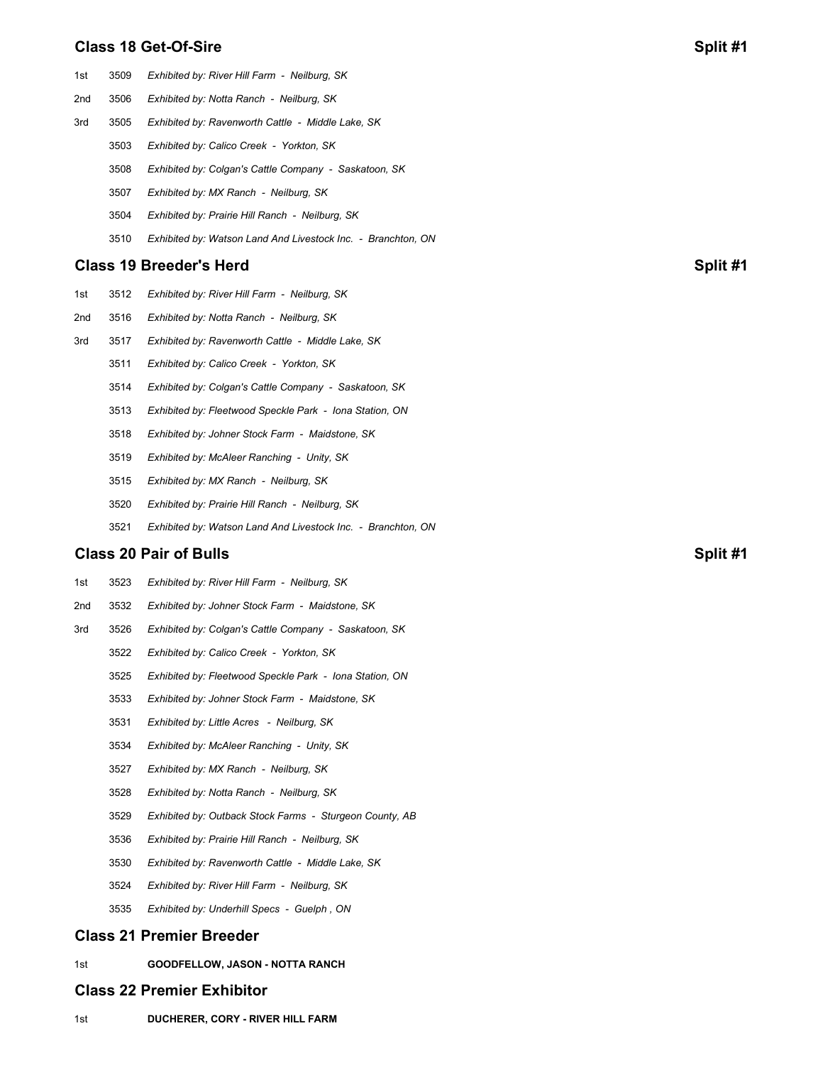## Class 18 Get-Of-Sire — Split #1

| | | |
|---|---|---|
| 1st | 3509 | *Exhibited by: River Hill Farm - Neilburg, SK* |
| 2nd | 3506 | *Exhibited by: Notta Ranch - Neilburg, SK* |
| 3rd | 3505 | *Exhibited by: Ravenworth Cattle - Middle Lake, SK* |
| | 3503 | *Exhibited by: Calico Creek - Yorkton, SK* |
| | 3508 | *Exhibited by: Colgan's Cattle Company - Saskatoon, SK* |
| | 3507 | *Exhibited by: MX Ranch - Neilburg, SK* |
| | 3504 | *Exhibited by: Prairie Hill Ranch - Neilburg, SK* |
| | 3510 | *Exhibited by: Watson Land And Livestock Inc. - Branchton, ON* |

## Class 19 Breeder's Herd — Split #1

| | | |
|---|---|---|
| 1st | 3512 | *Exhibited by: River Hill Farm - Neilburg, SK* |
| 2nd | 3516 | *Exhibited by: Notta Ranch - Neilburg, SK* |
| 3rd | 3517 | *Exhibited by: Ravenworth Cattle - Middle Lake, SK* |
| | 3511 | *Exhibited by: Calico Creek - Yorkton, SK* |
| | 3514 | *Exhibited by: Colgan's Cattle Company - Saskatoon, SK* |
| | 3513 | *Exhibited by: Fleetwood Speckle Park - Iona Station, ON* |
| | 3518 | *Exhibited by: Johner Stock Farm - Maidstone, SK* |
| | 3519 | *Exhibited by: McAleer Ranching - Unity, SK* |
| | 3515 | *Exhibited by: MX Ranch - Neilburg, SK* |
| | 3520 | *Exhibited by: Prairie Hill Ranch - Neilburg, SK* |
| | 3521 | *Exhibited by: Watson Land And Livestock Inc. - Branchton, ON* |

## Class 20 Pair of Bulls — Split #1

| | | |
|---|---|---|
| 1st | 3523 | *Exhibited by: River Hill Farm - Neilburg, SK* |
| 2nd | 3532 | *Exhibited by: Johner Stock Farm - Maidstone, SK* |
| 3rd | 3526 | *Exhibited by: Colgan's Cattle Company - Saskatoon, SK* |
| | 3522 | *Exhibited by: Calico Creek - Yorkton, SK* |
| | 3525 | *Exhibited by: Fleetwood Speckle Park - Iona Station, ON* |
| | 3533 | *Exhibited by: Johner Stock Farm - Maidstone, SK* |
| | 3531 | *Exhibited by: Little Acres - Neilburg, SK* |
| | 3534 | *Exhibited by: McAleer Ranching - Unity, SK* |
| | 3527 | *Exhibited by: MX Ranch - Neilburg, SK* |
| | 3528 | *Exhibited by: Notta Ranch - Neilburg, SK* |
| | 3529 | *Exhibited by: Outback Stock Farms - Sturgeon County, AB* |
| | 3536 | *Exhibited by: Prairie Hill Ranch - Neilburg, SK* |
| | 3530 | *Exhibited by: Ravenworth Cattle - Middle Lake, SK* |
| | 3524 | *Exhibited by: River Hill Farm - Neilburg, SK* |
| | 3535 | *Exhibited by: Underhill Specs - Guelph , ON* |

## Class 21 Premier Breeder

1st **GOODFELLOW, JASON - NOTTA RANCH**

## Class 22 Premier Exhibitor

1st **DUCHERER, CORY - RIVER HILL FARM**